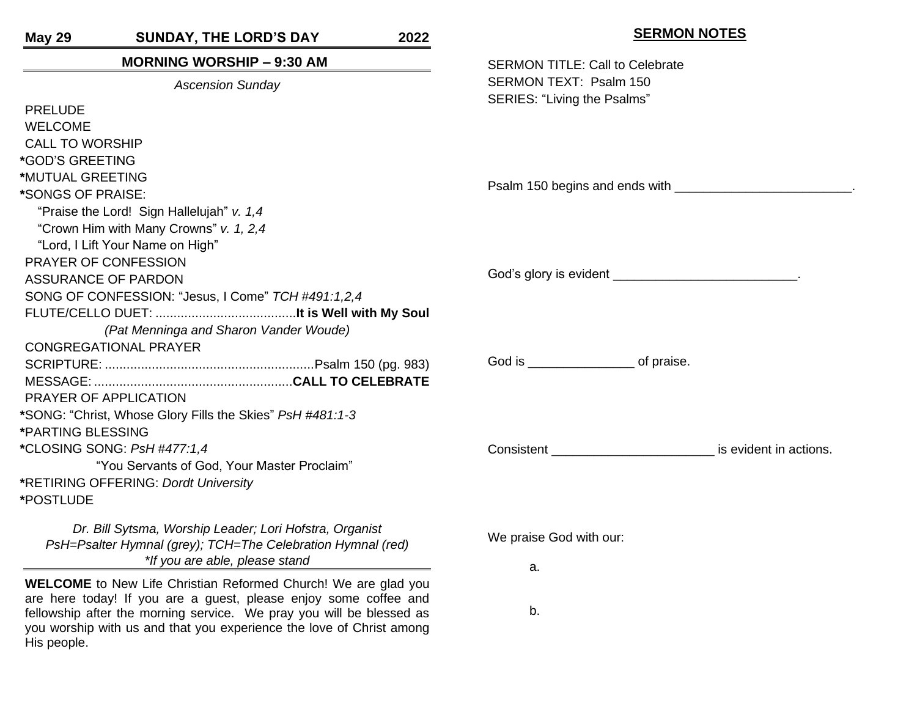**May 29 — SUNDAY, THE LORD'S DAY — 2022**

## MORNING WORSHIP – 9:30 AM

*Ascension Sunday*

PRELUDE
WELCOME
CALL TO WORSHIP
*GOD'S GREETING
*MUTUAL GREETING
*SONGS OF PRAISE:
  "Praise the Lord! Sign Hallelujah" *v. 1,4*
  "Crown Him with Many Crowns" *v. 1, 2,4*
  "Lord, I Lift Your Name on High"
PRAYER OF CONFESSION
ASSURANCE OF PARDON
SONG OF CONFESSION: "Jesus, I Come" *TCH #491:1,2,4*
FLUTE/CELLO DUET: ....................................... **It is Well with My Soul**
*(Pat Menninga and Sharon Vander Woude)*
CONGREGATIONAL PRAYER
SCRIPTURE: .......................................................... Psalm 150 (pg. 983)
MESSAGE: ....................................................... **CALL TO CELEBRATE**
PRAYER OF APPLICATION
*SONG: "Christ, Whose Glory Fills the Skies" *PsH #481:1-3*
*PARTING BLESSING
*CLOSING SONG: *PsH #477:1,4*
  "You Servants of God, Your Master Proclaim"
*RETIRING OFFERING: *Dordt University*
*POSTLUDE

*Dr. Bill Sytsma, Worship Leader; Lori Hofstra, Organist*
*PsH=Psalter Hymnal (grey); TCH=The Celebration Hymnal (red)*
**If you are able, please stand*

**WELCOME** to New Life Christian Reformed Church! We are glad you are here today! If you are a guest, please enjoy some coffee and fellowship after the morning service. We pray you will be blessed as you worship with us and that you experience the love of Christ among His people.

## SERMON NOTES

SERMON TITLE: Call to Celebrate
SERMON TEXT: Psalm 150
SERIES: "Living the Psalms"

Psalm 150 begins and ends with ________________________.

God's glory is evident _________________________.

God is _______________ of praise.

Consistent ______________________ is evident in actions.

We praise God with our:

a.

b.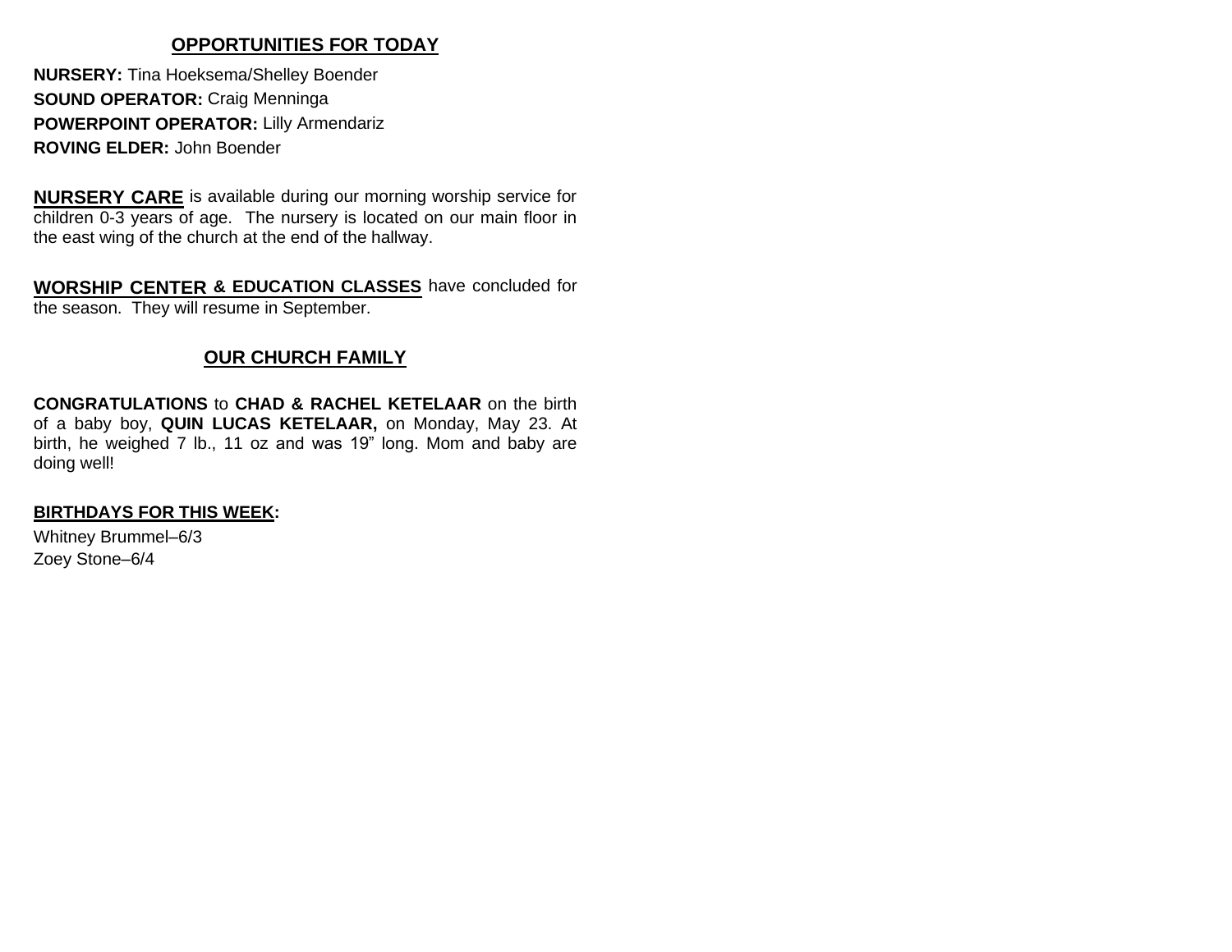## OPPORTUNITIES FOR TODAY

**NURSERY:** Tina Hoeksema/Shelley Boender
**SOUND OPERATOR:** Craig Menninga
**POWERPOINT OPERATOR:** Lilly Armendariz
**ROVING ELDER:** John Boender

**NURSERY CARE** is available during our morning worship service for children 0-3 years of age. The nursery is located on our main floor in the east wing of the church at the end of the hallway.

**WORSHIP CENTER & EDUCATION CLASSES** have concluded for the season. They will resume in September.

## OUR CHURCH FAMILY

**CONGRATULATIONS** to **CHAD & RACHEL KETELAAR** on the birth of a baby boy, **QUIN LUCAS KETELAAR,** on Monday, May 23. At birth, he weighed 7 lb., 11 oz and was 19" long. Mom and baby are doing well!

**BIRTHDAYS FOR THIS WEEK:**

Whitney Brummel–6/3
Zoey Stone–6/4